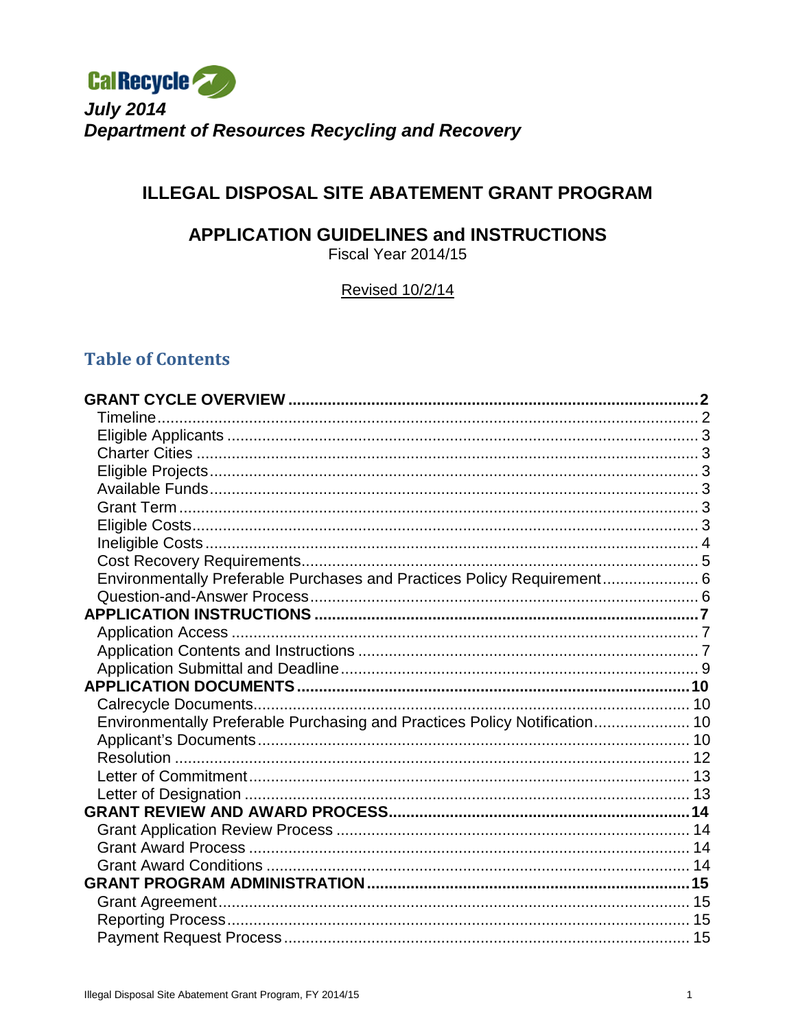CalRecycle

***July 2014***
***Department of Resources Recycling and Recovery***

# ILLEGAL DISPOSAL SITE ABATEMENT GRANT PROGRAM

## APPLICATION GUIDELINES and INSTRUCTIONS

Fiscal Year 2014/15

Revised 10/2/14

## Table of Contents

**GRANT CYCLE OVERVIEW** .......... **2**
- Timeline .......... 2
- Eligible Applicants .......... 3
- Charter Cities .......... 3
- Eligible Projects .......... 3
- Available Funds .......... 3
- Grant Term .......... 3
- Eligible Costs .......... 3
- Ineligible Costs .......... 4
- Cost Recovery Requirements .......... 5
- Environmentally Preferable Purchases and Practices Policy Requirement .......... 6
- Question-and-Answer Process .......... 6

**APPLICATION INSTRUCTIONS** .......... **7**
- Application Access .......... 7
- Application Contents and Instructions .......... 7
- Application Submittal and Deadline .......... 9

**APPLICATION DOCUMENTS** .......... **10**
- Calrecycle Documents .......... 10
- Environmentally Preferable Purchasing and Practices Policy Notification .......... 10
- Applicant's Documents .......... 10
- Resolution .......... 12
- Letter of Commitment .......... 13
- Letter of Designation .......... 13

**GRANT REVIEW AND AWARD PROCESS** .......... **14**
- Grant Application Review Process .......... 14
- Grant Award Process .......... 14
- Grant Award Conditions .......... 14

**GRANT PROGRAM ADMINISTRATION** .......... **15**
- Grant Agreement .......... 15
- Reporting Process .......... 15
- Payment Request Process .......... 15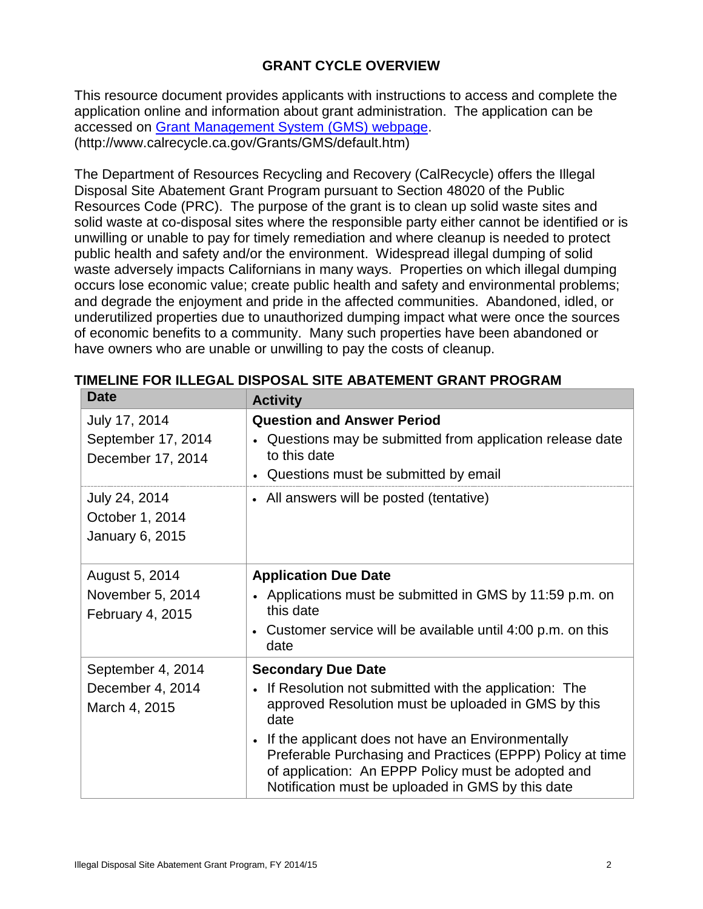## GRANT CYCLE OVERVIEW

This resource document provides applicants with instructions to access and complete the application online and information about grant administration. The application can be accessed on [Grant Management System (GMS) webpage](http://www.calrecycle.ca.gov/Grants/GMS/default.htm). (http://www.calrecycle.ca.gov/Grants/GMS/default.htm)

The Department of Resources Recycling and Recovery (CalRecycle) offers the Illegal Disposal Site Abatement Grant Program pursuant to Section 48020 of the Public Resources Code (PRC). The purpose of the grant is to clean up solid waste sites and solid waste at co-disposal sites where the responsible party either cannot be identified or is unwilling or unable to pay for timely remediation and where cleanup is needed to protect public health and safety and/or the environment. Widespread illegal dumping of solid waste adversely impacts Californians in many ways. Properties on which illegal dumping occurs lose economic value; create public health and safety and environmental problems; and degrade the enjoyment and pride in the affected communities. Abandoned, idled, or underutilized properties due to unauthorized dumping impact what were once the sources of economic benefits to a community. Many such properties have been abandoned or have owners who are unable or unwilling to pay the costs of cleanup.

### TIMELINE FOR ILLEGAL DISPOSAL SITE ABATEMENT GRANT PROGRAM

| Date | Activity |
|---|---|
| July 17, 2014<br>September 17, 2014<br>December 17, 2014 | **Question and Answer Period**<br>• Questions may be submitted from application release date to this date<br>• Questions must be submitted by email |
| July 24, 2014<br>October 1, 2014<br>January 6, 2015 | • All answers will be posted (tentative) |
| August 5, 2014<br>November 5, 2014<br>February 4, 2015 | **Application Due Date**<br>• Applications must be submitted in GMS by 11:59 p.m. on this date<br>• Customer service will be available until 4:00 p.m. on this date |
| September 4, 2014<br>December 4, 2014<br>March 4, 2015 | **Secondary Due Date**<br>• If Resolution not submitted with the application: The approved Resolution must be uploaded in GMS by this date<br>• If the applicant does not have an Environmentally Preferable Purchasing and Practices (EPPP) Policy at time of application: An EPPP Policy must be adopted and Notification must be uploaded in GMS by this date |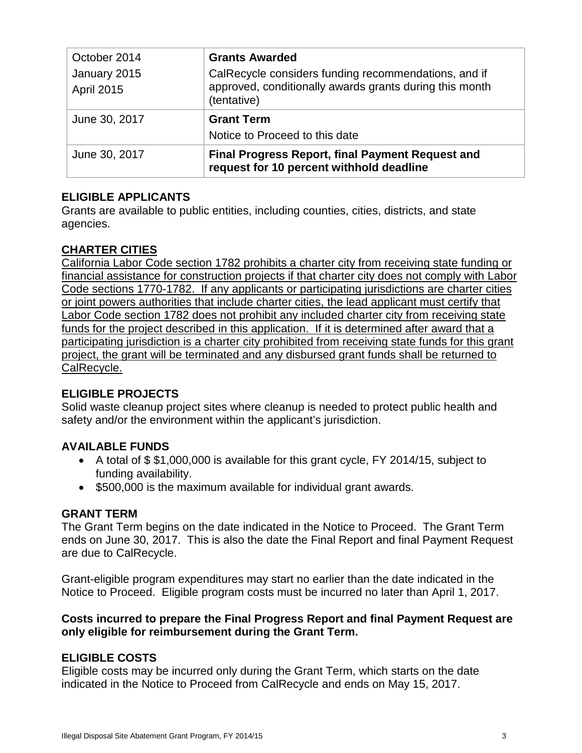| October 2014<br>January 2015<br>April 2015 | **Grants Awarded**<br>CalRecycle considers funding recommendations, and if approved, conditionally awards grants during this month (tentative) |
|---|---|
| June 30, 2017 | **Grant Term**<br>Notice to Proceed to this date |
| June 30, 2017 | **Final Progress Report, final Payment Request and request for 10 percent withhold deadline** |

**ELIGIBLE APPLICANTS**

Grants are available to public entities, including counties, cities, districts, and state agencies.

**CHARTER CITIES**

California Labor Code section 1782 prohibits a charter city from receiving state funding or financial assistance for construction projects if that charter city does not comply with Labor Code sections 1770-1782. If any applicants or participating jurisdictions are charter cities or joint powers authorities that include charter cities, the lead applicant must certify that Labor Code section 1782 does not prohibit any included charter city from receiving state funds for the project described in this application. If it is determined after award that a participating jurisdiction is a charter city prohibited from receiving state funds for this grant project, the grant will be terminated and any disbursed grant funds shall be returned to CalRecycle.

**ELIGIBLE PROJECTS**

Solid waste cleanup project sites where cleanup is needed to protect public health and safety and/or the environment within the applicant's jurisdiction.

**AVAILABLE FUNDS**

- A total of $ $1,000,000 is available for this grant cycle, FY 2014/15, subject to funding availability.
- $500,000 is the maximum available for individual grant awards.

**GRANT TERM**

The Grant Term begins on the date indicated in the Notice to Proceed. The Grant Term ends on June 30, 2017. This is also the date the Final Report and final Payment Request are due to CalRecycle.

Grant-eligible program expenditures may start no earlier than the date indicated in the Notice to Proceed. Eligible program costs must be incurred no later than April 1, 2017.

**Costs incurred to prepare the Final Progress Report and final Payment Request are only eligible for reimbursement during the Grant Term.**

**ELIGIBLE COSTS**

Eligible costs may be incurred only during the Grant Term, which starts on the date indicated in the Notice to Proceed from CalRecycle and ends on May 15, 2017.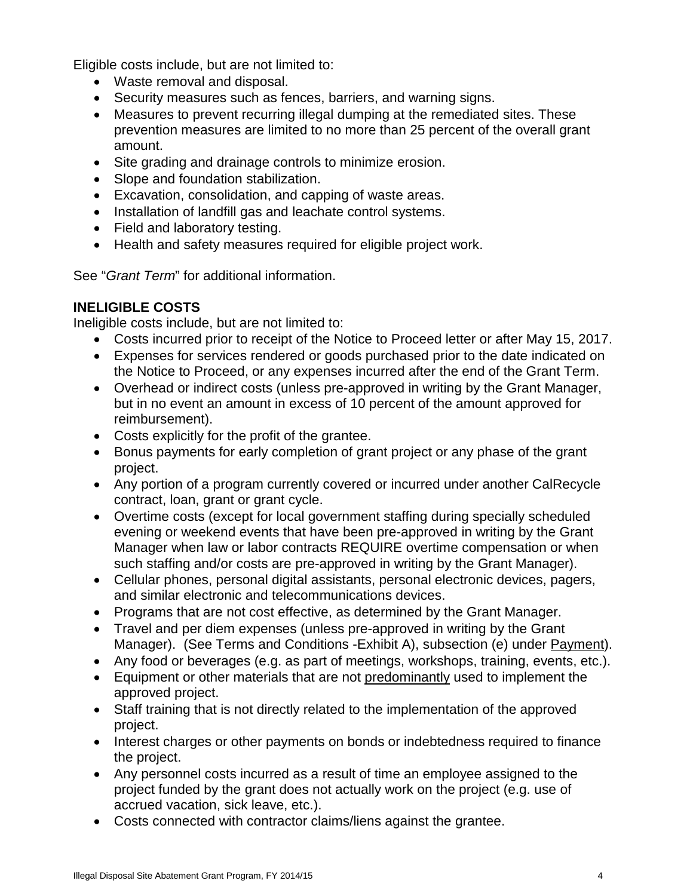Eligible costs include, but are not limited to:

- Waste removal and disposal.
- Security measures such as fences, barriers, and warning signs.
- Measures to prevent recurring illegal dumping at the remediated sites. These prevention measures are limited to no more than 25 percent of the overall grant amount.
- Site grading and drainage controls to minimize erosion.
- Slope and foundation stabilization.
- Excavation, consolidation, and capping of waste areas.
- Installation of landfill gas and leachate control systems.
- Field and laboratory testing.
- Health and safety measures required for eligible project work.

See "*Grant Term*" for additional information.

**INELIGIBLE COSTS**

Ineligible costs include, but are not limited to:

- Costs incurred prior to receipt of the Notice to Proceed letter or after May 15, 2017.
- Expenses for services rendered or goods purchased prior to the date indicated on the Notice to Proceed, or any expenses incurred after the end of the Grant Term.
- Overhead or indirect costs (unless pre-approved in writing by the Grant Manager, but in no event an amount in excess of 10 percent of the amount approved for reimbursement).
- Costs explicitly for the profit of the grantee.
- Bonus payments for early completion of grant project or any phase of the grant project.
- Any portion of a program currently covered or incurred under another CalRecycle contract, loan, grant or grant cycle.
- Overtime costs (except for local government staffing during specially scheduled evening or weekend events that have been pre-approved in writing by the Grant Manager when law or labor contracts REQUIRE overtime compensation or when such staffing and/or costs are pre-approved in writing by the Grant Manager).
- Cellular phones, personal digital assistants, personal electronic devices, pagers, and similar electronic and telecommunications devices.
- Programs that are not cost effective, as determined by the Grant Manager.
- Travel and per diem expenses (unless pre-approved in writing by the Grant Manager). (See Terms and Conditions -Exhibit A), subsection (e) under Payment).
- Any food or beverages (e.g. as part of meetings, workshops, training, events, etc.).
- Equipment or other materials that are not predominantly used to implement the approved project.
- Staff training that is not directly related to the implementation of the approved project.
- Interest charges or other payments on bonds or indebtedness required to finance the project.
- Any personnel costs incurred as a result of time an employee assigned to the project funded by the grant does not actually work on the project (e.g. use of accrued vacation, sick leave, etc.).
- Costs connected with contractor claims/liens against the grantee.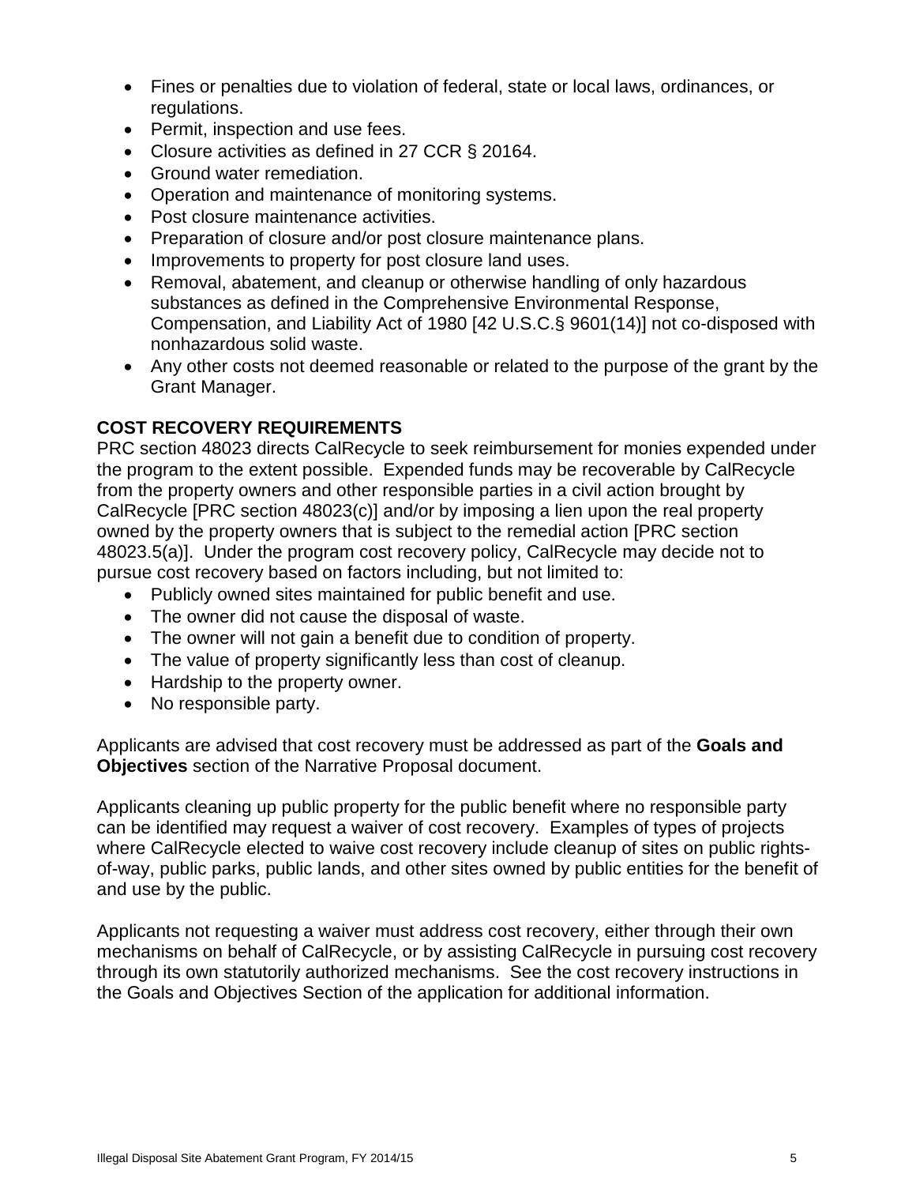- Fines or penalties due to violation of federal, state or local laws, ordinances, or regulations.
- Permit, inspection and use fees.
- Closure activities as defined in 27 CCR § 20164.
- Ground water remediation.
- Operation and maintenance of monitoring systems.
- Post closure maintenance activities.
- Preparation of closure and/or post closure maintenance plans.
- Improvements to property for post closure land uses.
- Removal, abatement, and cleanup or otherwise handling of only hazardous substances as defined in the Comprehensive Environmental Response, Compensation, and Liability Act of 1980 [42 U.S.C.§ 9601(14)] not co-disposed with nonhazardous solid waste.
- Any other costs not deemed reasonable or related to the purpose of the grant by the Grant Manager.

## COST RECOVERY REQUIREMENTS

PRC section 48023 directs CalRecycle to seek reimbursement for monies expended under the program to the extent possible. Expended funds may be recoverable by CalRecycle from the property owners and other responsible parties in a civil action brought by CalRecycle [PRC section 48023(c)] and/or by imposing a lien upon the real property owned by the property owners that is subject to the remedial action [PRC section 48023.5(a)]. Under the program cost recovery policy, CalRecycle may decide not to pursue cost recovery based on factors including, but not limited to:

- Publicly owned sites maintained for public benefit and use.
- The owner did not cause the disposal of waste.
- The owner will not gain a benefit due to condition of property.
- The value of property significantly less than cost of cleanup.
- Hardship to the property owner.
- No responsible party.

Applicants are advised that cost recovery must be addressed as part of the **Goals and Objectives** section of the Narrative Proposal document.

Applicants cleaning up public property for the public benefit where no responsible party can be identified may request a waiver of cost recovery. Examples of types of projects where CalRecycle elected to waive cost recovery include cleanup of sites on public rights-of-way, public parks, public lands, and other sites owned by public entities for the benefit of and use by the public.

Applicants not requesting a waiver must address cost recovery, either through their own mechanisms on behalf of CalRecycle, or by assisting CalRecycle in pursuing cost recovery through its own statutorily authorized mechanisms. See the cost recovery instructions in the Goals and Objectives Section of the application for additional information.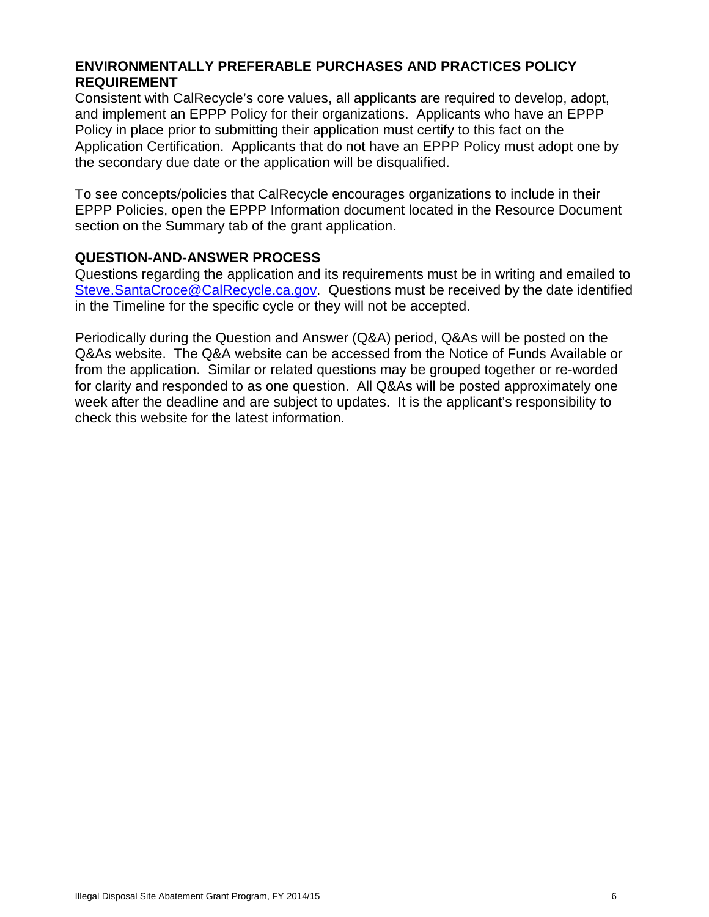## ENVIRONMENTALLY PREFERABLE PURCHASES AND PRACTICES POLICY REQUIREMENT

Consistent with CalRecycle's core values, all applicants are required to develop, adopt, and implement an EPPP Policy for their organizations. Applicants who have an EPPP Policy in place prior to submitting their application must certify to this fact on the Application Certification. Applicants that do not have an EPPP Policy must adopt one by the secondary due date or the application will be disqualified.

To see concepts/policies that CalRecycle encourages organizations to include in their EPPP Policies, open the EPPP Information document located in the Resource Document section on the Summary tab of the grant application.

## QUESTION-AND-ANSWER PROCESS

Questions regarding the application and its requirements must be in writing and emailed to Steve.SantaCroce@CalRecycle.ca.gov. Questions must be received by the date identified in the Timeline for the specific cycle or they will not be accepted.

Periodically during the Question and Answer (Q&A) period, Q&As will be posted on the Q&As website. The Q&A website can be accessed from the Notice of Funds Available or from the application. Similar or related questions may be grouped together or re-worded for clarity and responded to as one question. All Q&As will be posted approximately one week after the deadline and are subject to updates. It is the applicant's responsibility to check this website for the latest information.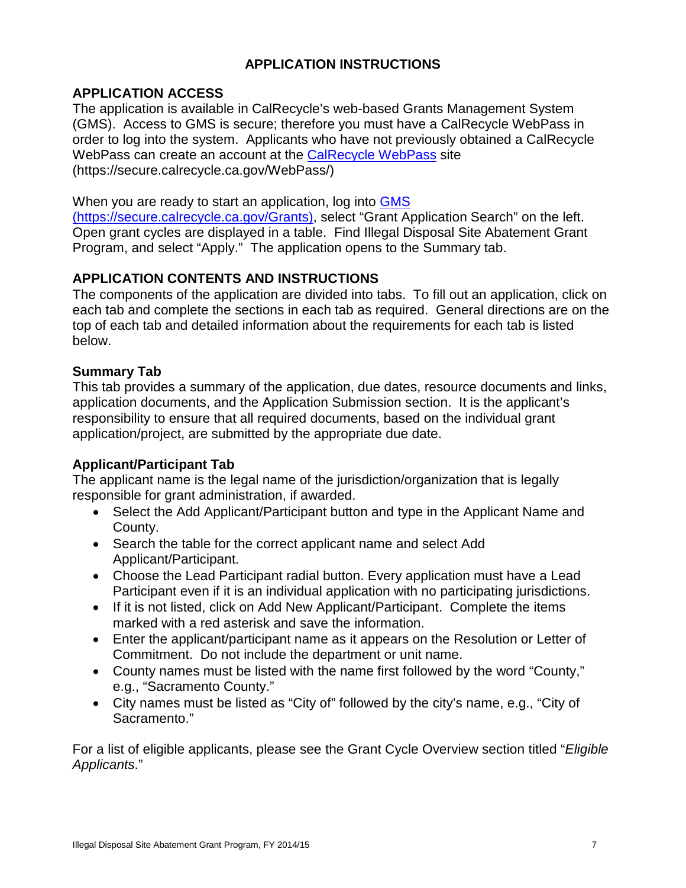## APPLICATION INSTRUCTIONS

### APPLICATION ACCESS

The application is available in CalRecycle's web-based Grants Management System (GMS). Access to GMS is secure; therefore you must have a CalRecycle WebPass in order to log into the system. Applicants who have not previously obtained a CalRecycle WebPass can create an account at the [CalRecycle WebPass](https://secure.calrecycle.ca.gov/WebPass/) site (https://secure.calrecycle.ca.gov/WebPass/)

When you are ready to start an application, log into [GMS (https://secure.calrecycle.ca.gov/Grants)](https://secure.calrecycle.ca.gov/Grants), select "Grant Application Search" on the left. Open grant cycles are displayed in a table. Find Illegal Disposal Site Abatement Grant Program, and select "Apply." The application opens to the Summary tab.

### APPLICATION CONTENTS AND INSTRUCTIONS

The components of the application are divided into tabs. To fill out an application, click on each tab and complete the sections in each tab as required. General directions are on the top of each tab and detailed information about the requirements for each tab is listed below.

#### Summary Tab

This tab provides a summary of the application, due dates, resource documents and links, application documents, and the Application Submission section. It is the applicant's responsibility to ensure that all required documents, based on the individual grant application/project, are submitted by the appropriate due date.

#### Applicant/Participant Tab

The applicant name is the legal name of the jurisdiction/organization that is legally responsible for grant administration, if awarded.

- Select the Add Applicant/Participant button and type in the Applicant Name and County.
- Search the table for the correct applicant name and select Add Applicant/Participant.
- Choose the Lead Participant radial button. Every application must have a Lead Participant even if it is an individual application with no participating jurisdictions.
- If it is not listed, click on Add New Applicant/Participant. Complete the items marked with a red asterisk and save the information.
- Enter the applicant/participant name as it appears on the Resolution or Letter of Commitment. Do not include the department or unit name.
- County names must be listed with the name first followed by the word "County," e.g., "Sacramento County."
- City names must be listed as "City of" followed by the city's name, e.g., "City of Sacramento."

For a list of eligible applicants, please see the Grant Cycle Overview section titled "*Eligible Applicants*."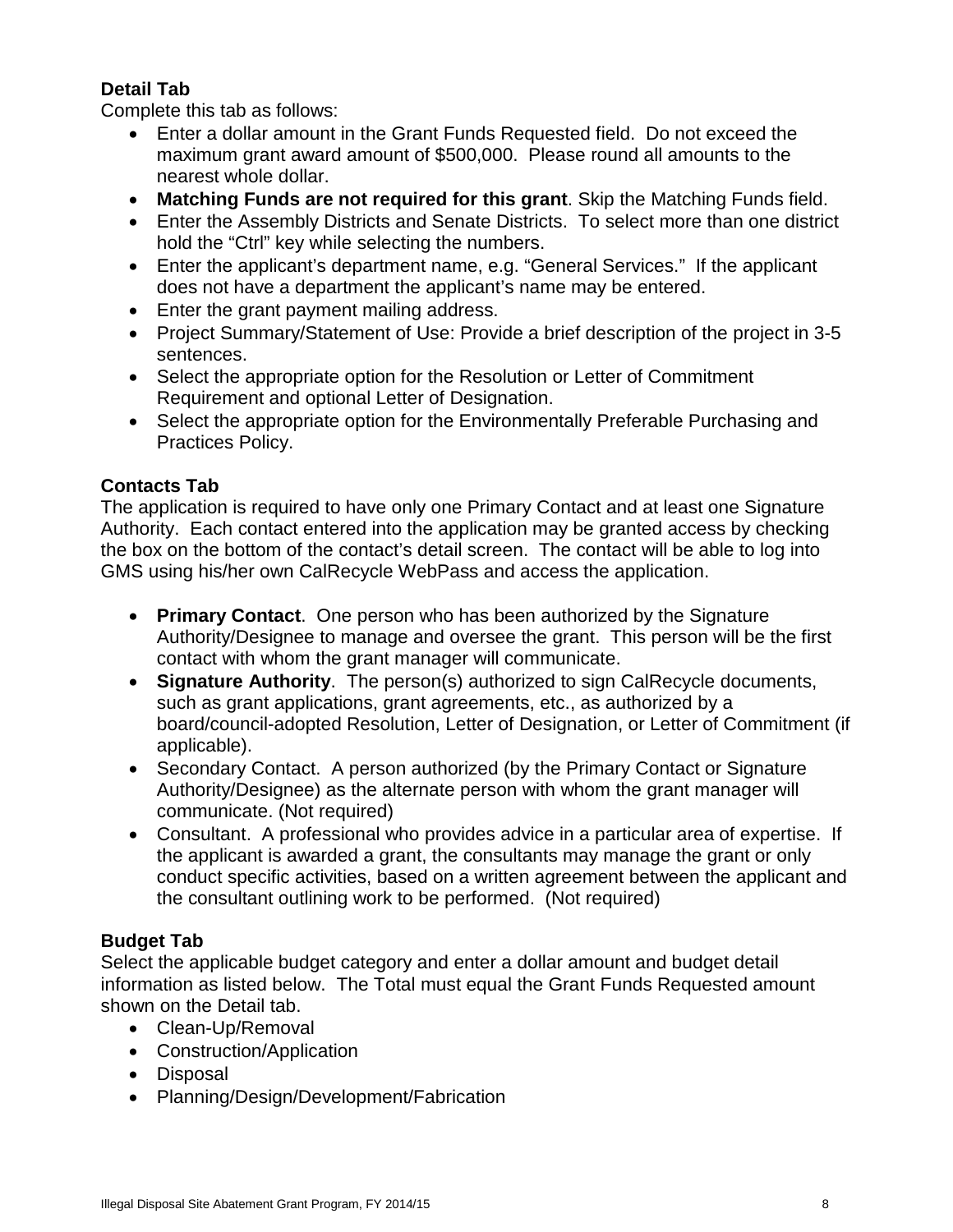**Detail Tab**

Complete this tab as follows:

- Enter a dollar amount in the Grant Funds Requested field. Do not exceed the maximum grant award amount of $500,000. Please round all amounts to the nearest whole dollar.
- **Matching Funds are not required for this grant**. Skip the Matching Funds field.
- Enter the Assembly Districts and Senate Districts. To select more than one district hold the "Ctrl" key while selecting the numbers.
- Enter the applicant's department name, e.g. "General Services." If the applicant does not have a department the applicant's name may be entered.
- Enter the grant payment mailing address.
- Project Summary/Statement of Use: Provide a brief description of the project in 3-5 sentences.
- Select the appropriate option for the Resolution or Letter of Commitment Requirement and optional Letter of Designation.
- Select the appropriate option for the Environmentally Preferable Purchasing and Practices Policy.

**Contacts Tab**

The application is required to have only one Primary Contact and at least one Signature Authority. Each contact entered into the application may be granted access by checking the box on the bottom of the contact's detail screen. The contact will be able to log into GMS using his/her own CalRecycle WebPass and access the application.

- **Primary Contact**. One person who has been authorized by the Signature Authority/Designee to manage and oversee the grant. This person will be the first contact with whom the grant manager will communicate.
- **Signature Authority**. The person(s) authorized to sign CalRecycle documents, such as grant applications, grant agreements, etc., as authorized by a board/council-adopted Resolution, Letter of Designation, or Letter of Commitment (if applicable).
- Secondary Contact. A person authorized (by the Primary Contact or Signature Authority/Designee) as the alternate person with whom the grant manager will communicate. (Not required)
- Consultant. A professional who provides advice in a particular area of expertise. If the applicant is awarded a grant, the consultants may manage the grant or only conduct specific activities, based on a written agreement between the applicant and the consultant outlining work to be performed. (Not required)

**Budget Tab**

Select the applicable budget category and enter a dollar amount and budget detail information as listed below. The Total must equal the Grant Funds Requested amount shown on the Detail tab.

- Clean-Up/Removal
- Construction/Application
- Disposal
- Planning/Design/Development/Fabrication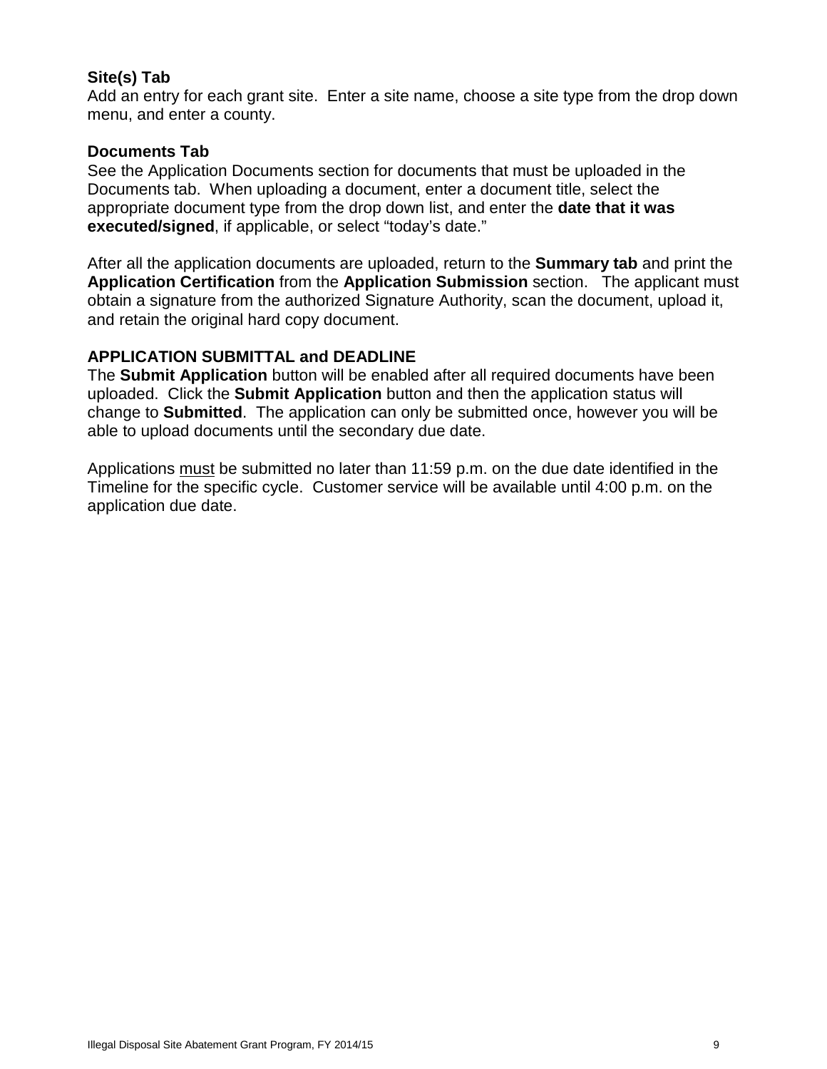### Site(s) Tab

Add an entry for each grant site. Enter a site name, choose a site type from the drop down menu, and enter a county.

### Documents Tab

See the Application Documents section for documents that must be uploaded in the Documents tab. When uploading a document, enter a document title, select the appropriate document type from the drop down list, and enter the **date that it was executed/signed**, if applicable, or select "today's date."

After all the application documents are uploaded, return to the **Summary tab** and print the **Application Certification** from the **Application Submission** section. The applicant must obtain a signature from the authorized Signature Authority, scan the document, upload it, and retain the original hard copy document.

## APPLICATION SUBMITTAL and DEADLINE

The **Submit Application** button will be enabled after all required documents have been uploaded. Click the **Submit Application** button and then the application status will change to **Submitted**. The application can only be submitted once, however you will be able to upload documents until the secondary due date.

Applications <u>must</u> be submitted no later than 11:59 p.m. on the due date identified in the Timeline for the specific cycle. Customer service will be available until 4:00 p.m. on the application due date.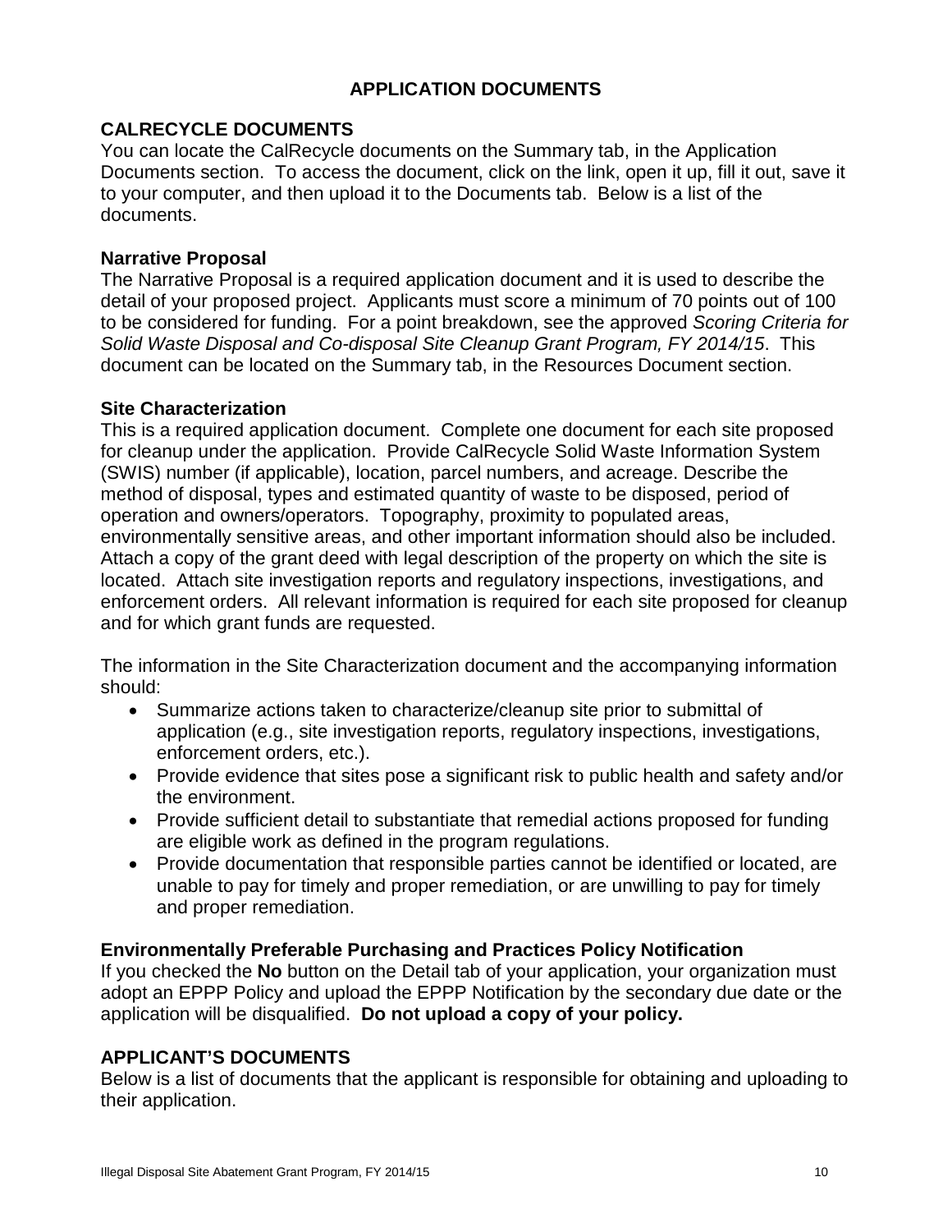# APPLICATION DOCUMENTS

## CALRECYCLE DOCUMENTS

You can locate the CalRecycle documents on the Summary tab, in the Application Documents section. To access the document, click on the link, open it up, fill it out, save it to your computer, and then upload it to the Documents tab. Below is a list of the documents.

### Narrative Proposal

The Narrative Proposal is a required application document and it is used to describe the detail of your proposed project. Applicants must score a minimum of 70 points out of 100 to be considered for funding. For a point breakdown, see the approved *Scoring Criteria for Solid Waste Disposal and Co-disposal Site Cleanup Grant Program, FY 2014/15*. This document can be located on the Summary tab, in the Resources Document section.

### Site Characterization

This is a required application document. Complete one document for each site proposed for cleanup under the application. Provide CalRecycle Solid Waste Information System (SWIS) number (if applicable), location, parcel numbers, and acreage. Describe the method of disposal, types and estimated quantity of waste to be disposed, period of operation and owners/operators. Topography, proximity to populated areas, environmentally sensitive areas, and other important information should also be included. Attach a copy of the grant deed with legal description of the property on which the site is located. Attach site investigation reports and regulatory inspections, investigations, and enforcement orders. All relevant information is required for each site proposed for cleanup and for which grant funds are requested.

The information in the Site Characterization document and the accompanying information should:

- Summarize actions taken to characterize/cleanup site prior to submittal of application (e.g., site investigation reports, regulatory inspections, investigations, enforcement orders, etc.).
- Provide evidence that sites pose a significant risk to public health and safety and/or the environment.
- Provide sufficient detail to substantiate that remedial actions proposed for funding are eligible work as defined in the program regulations.
- Provide documentation that responsible parties cannot be identified or located, are unable to pay for timely and proper remediation, or are unwilling to pay for timely and proper remediation.

### Environmentally Preferable Purchasing and Practices Policy Notification

If you checked the **No** button on the Detail tab of your application, your organization must adopt an EPPP Policy and upload the EPPP Notification by the secondary due date or the application will be disqualified. **Do not upload a copy of your policy.**

## APPLICANT'S DOCUMENTS

Below is a list of documents that the applicant is responsible for obtaining and uploading to their application.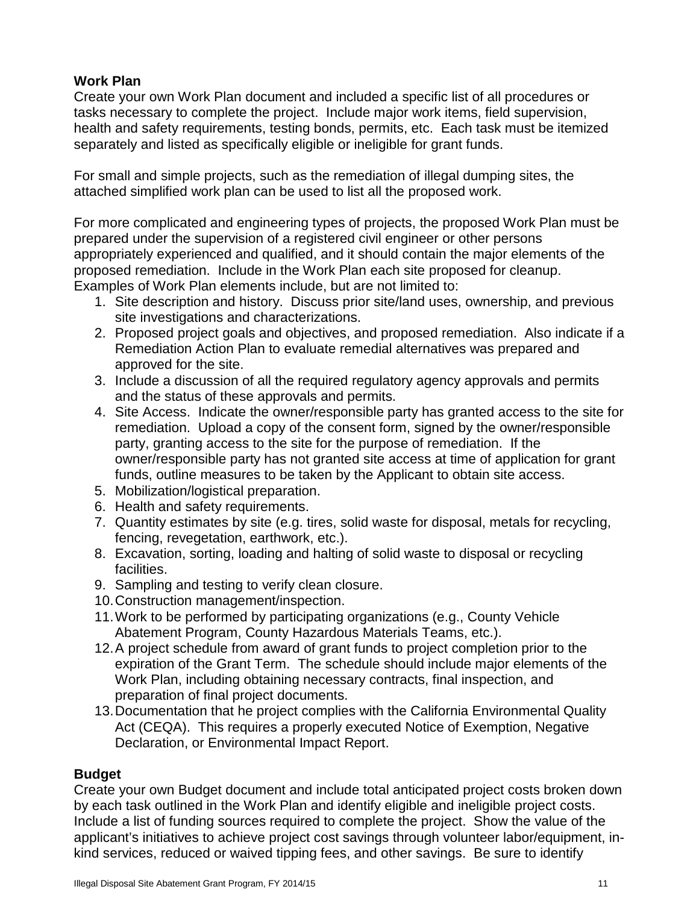**Work Plan**

Create your own Work Plan document and included a specific list of all procedures or tasks necessary to complete the project. Include major work items, field supervision, health and safety requirements, testing bonds, permits, etc. Each task must be itemized separately and listed as specifically eligible or ineligible for grant funds.

For small and simple projects, such as the remediation of illegal dumping sites, the attached simplified work plan can be used to list all the proposed work.

For more complicated and engineering types of projects, the proposed Work Plan must be prepared under the supervision of a registered civil engineer or other persons appropriately experienced and qualified, and it should contain the major elements of the proposed remediation. Include in the Work Plan each site proposed for cleanup. Examples of Work Plan elements include, but are not limited to:

1. Site description and history. Discuss prior site/land uses, ownership, and previous site investigations and characterizations.
2. Proposed project goals and objectives, and proposed remediation. Also indicate if a Remediation Action Plan to evaluate remedial alternatives was prepared and approved for the site.
3. Include a discussion of all the required regulatory agency approvals and permits and the status of these approvals and permits.
4. Site Access. Indicate the owner/responsible party has granted access to the site for remediation. Upload a copy of the consent form, signed by the owner/responsible party, granting access to the site for the purpose of remediation. If the owner/responsible party has not granted site access at time of application for grant funds, outline measures to be taken by the Applicant to obtain site access.
5. Mobilization/logistical preparation.
6. Health and safety requirements.
7. Quantity estimates by site (e.g. tires, solid waste for disposal, metals for recycling, fencing, revegetation, earthwork, etc.).
8. Excavation, sorting, loading and halting of solid waste to disposal or recycling facilities.
9. Sampling and testing to verify clean closure.
10. Construction management/inspection.
11. Work to be performed by participating organizations (e.g., County Vehicle Abatement Program, County Hazardous Materials Teams, etc.).
12. A project schedule from award of grant funds to project completion prior to the expiration of the Grant Term. The schedule should include major elements of the Work Plan, including obtaining necessary contracts, final inspection, and preparation of final project documents.
13. Documentation that he project complies with the California Environmental Quality Act (CEQA). This requires a properly executed Notice of Exemption, Negative Declaration, or Environmental Impact Report.

**Budget**

Create your own Budget document and include total anticipated project costs broken down by each task outlined in the Work Plan and identify eligible and ineligible project costs. Include a list of funding sources required to complete the project. Show the value of the applicant's initiatives to achieve project cost savings through volunteer labor/equipment, in-kind services, reduced or waived tipping fees, and other savings. Be sure to identify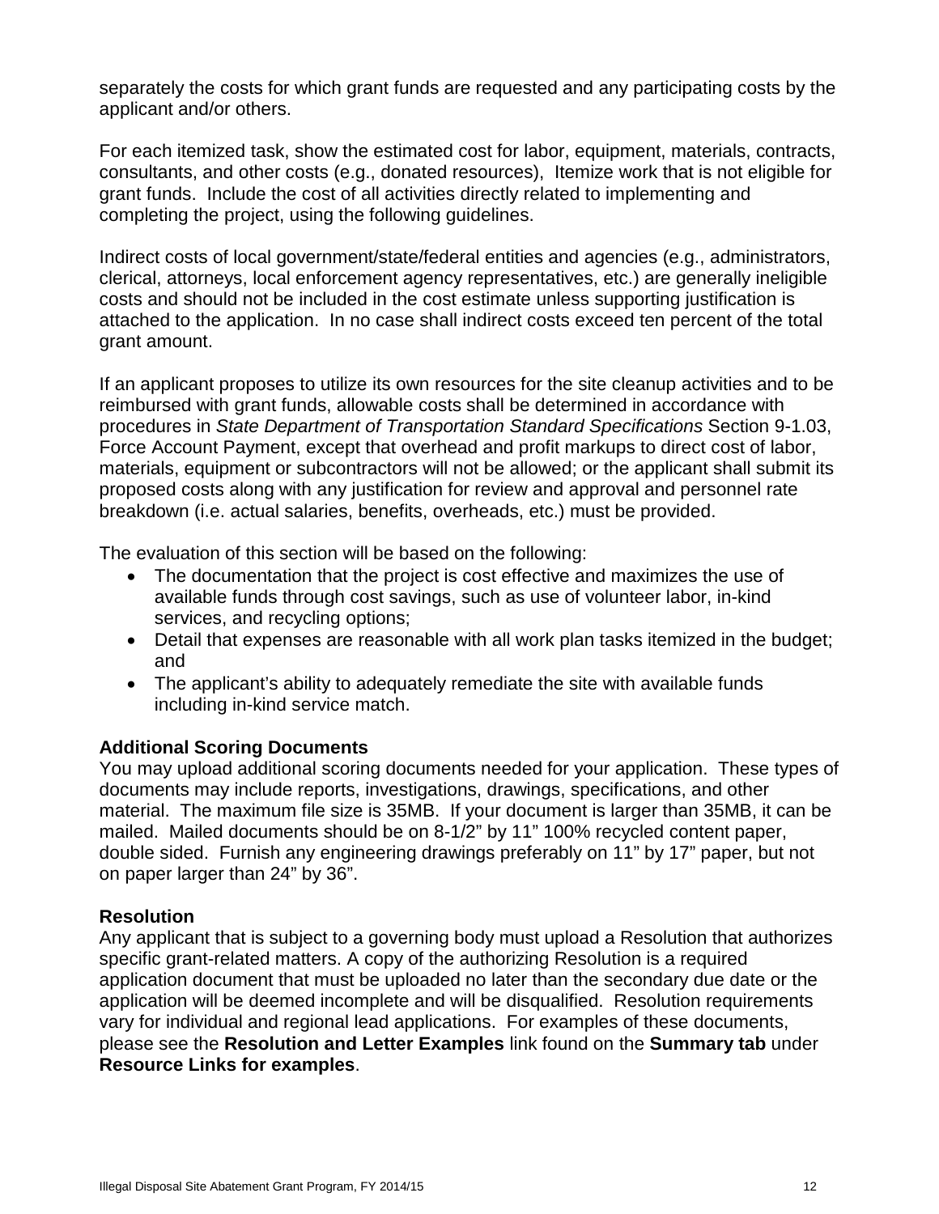separately the costs for which grant funds are requested and any participating costs by the applicant and/or others.

For each itemized task, show the estimated cost for labor, equipment, materials, contracts, consultants, and other costs (e.g., donated resources), Itemize work that is not eligible for grant funds. Include the cost of all activities directly related to implementing and completing the project, using the following guidelines.

Indirect costs of local government/state/federal entities and agencies (e.g., administrators, clerical, attorneys, local enforcement agency representatives, etc.) are generally ineligible costs and should not be included in the cost estimate unless supporting justification is attached to the application. In no case shall indirect costs exceed ten percent of the total grant amount.

If an applicant proposes to utilize its own resources for the site cleanup activities and to be reimbursed with grant funds, allowable costs shall be determined in accordance with procedures in *State Department of Transportation Standard Specifications* Section 9-1.03, Force Account Payment, except that overhead and profit markups to direct cost of labor, materials, equipment or subcontractors will not be allowed; or the applicant shall submit its proposed costs along with any justification for review and approval and personnel rate breakdown (i.e. actual salaries, benefits, overheads, etc.) must be provided.

The evaluation of this section will be based on the following:

- The documentation that the project is cost effective and maximizes the use of available funds through cost savings, such as use of volunteer labor, in-kind services, and recycling options;
- Detail that expenses are reasonable with all work plan tasks itemized in the budget; and
- The applicant's ability to adequately remediate the site with available funds including in-kind service match.

**Additional Scoring Documents**

You may upload additional scoring documents needed for your application. These types of documents may include reports, investigations, drawings, specifications, and other material. The maximum file size is 35MB. If your document is larger than 35MB, it can be mailed. Mailed documents should be on 8-1/2" by 11" 100% recycled content paper, double sided. Furnish any engineering drawings preferably on 11" by 17" paper, but not on paper larger than 24" by 36".

**Resolution**

Any applicant that is subject to a governing body must upload a Resolution that authorizes specific grant-related matters. A copy of the authorizing Resolution is a required application document that must be uploaded no later than the secondary due date or the application will be deemed incomplete and will be disqualified. Resolution requirements vary for individual and regional lead applications. For examples of these documents, please see the **Resolution and Letter Examples** link found on the **Summary tab** under **Resource Links for examples**.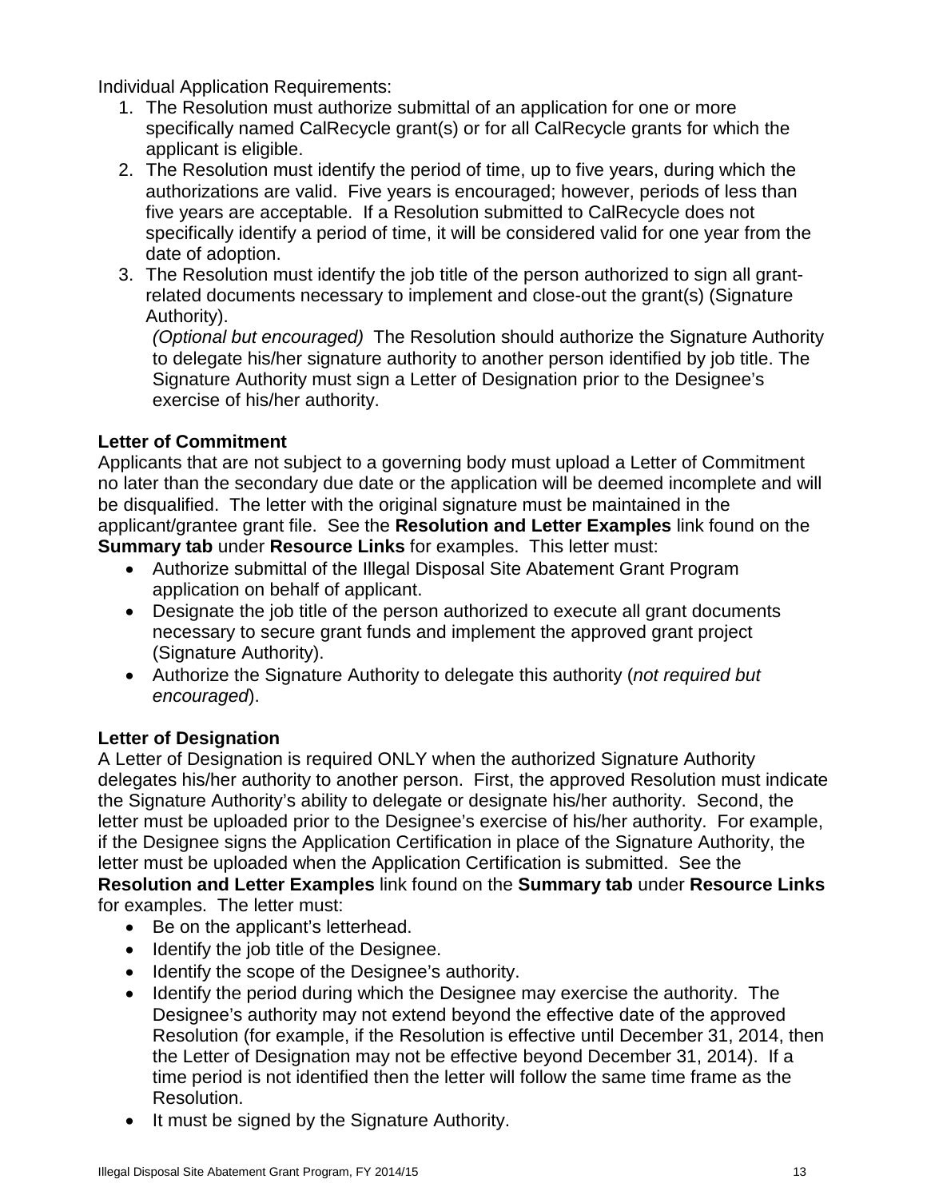Individual Application Requirements:

1. The Resolution must authorize submittal of an application for one or more specifically named CalRecycle grant(s) or for all CalRecycle grants for which the applicant is eligible.
2. The Resolution must identify the period of time, up to five years, during which the authorizations are valid. Five years is encouraged; however, periods of less than five years are acceptable. If a Resolution submitted to CalRecycle does not specifically identify a period of time, it will be considered valid for one year from the date of adoption.
3. The Resolution must identify the job title of the person authorized to sign all grant-related documents necessary to implement and close-out the grant(s) (Signature Authority).

   *(Optional but encouraged)* The Resolution should authorize the Signature Authority to delegate his/her signature authority to another person identified by job title. The Signature Authority must sign a Letter of Designation prior to the Designee's exercise of his/her authority.

**Letter of Commitment**

Applicants that are not subject to a governing body must upload a Letter of Commitment no later than the secondary due date or the application will be deemed incomplete and will be disqualified. The letter with the original signature must be maintained in the applicant/grantee grant file. See the **Resolution and Letter Examples** link found on the **Summary tab** under **Resource Links** for examples. This letter must:

- Authorize submittal of the Illegal Disposal Site Abatement Grant Program application on behalf of applicant.
- Designate the job title of the person authorized to execute all grant documents necessary to secure grant funds and implement the approved grant project (Signature Authority).
- Authorize the Signature Authority to delegate this authority (*not required but encouraged*).

**Letter of Designation**

A Letter of Designation is required ONLY when the authorized Signature Authority delegates his/her authority to another person. First, the approved Resolution must indicate the Signature Authority's ability to delegate or designate his/her authority. Second, the letter must be uploaded prior to the Designee's exercise of his/her authority. For example, if the Designee signs the Application Certification in place of the Signature Authority, the letter must be uploaded when the Application Certification is submitted. See the **Resolution and Letter Examples** link found on the **Summary tab** under **Resource Links** for examples. The letter must:

- Be on the applicant's letterhead.
- Identify the job title of the Designee.
- Identify the scope of the Designee's authority.
- Identify the period during which the Designee may exercise the authority. The Designee's authority may not extend beyond the effective date of the approved Resolution (for example, if the Resolution is effective until December 31, 2014, then the Letter of Designation may not be effective beyond December 31, 2014). If a time period is not identified then the letter will follow the same time frame as the Resolution.
- It must be signed by the Signature Authority.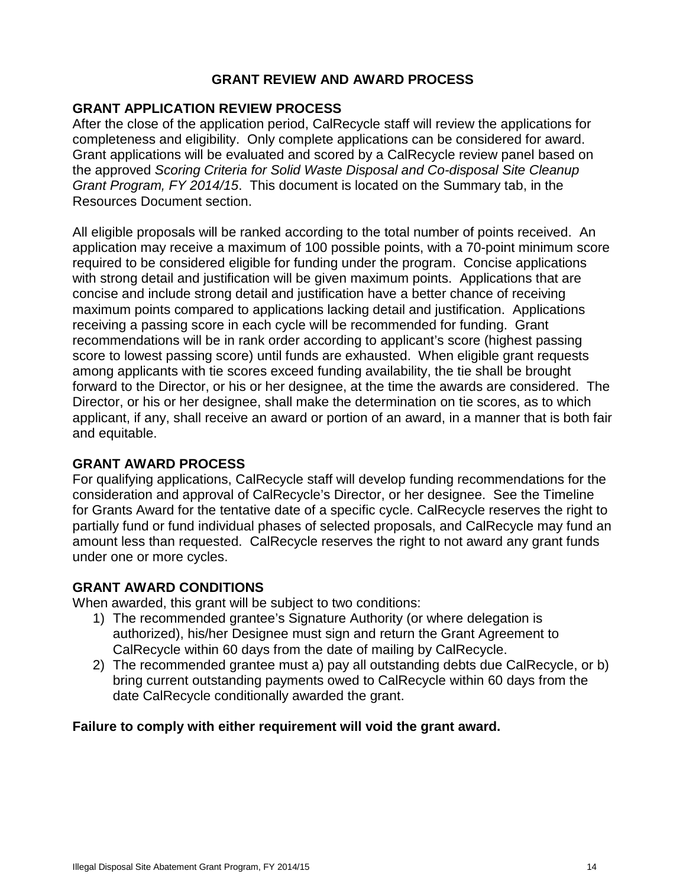# GRANT REVIEW AND AWARD PROCESS

## GRANT APPLICATION REVIEW PROCESS

After the close of the application period, CalRecycle staff will review the applications for completeness and eligibility. Only complete applications can be considered for award. Grant applications will be evaluated and scored by a CalRecycle review panel based on the approved *Scoring Criteria for Solid Waste Disposal and Co-disposal Site Cleanup Grant Program, FY 2014/15*. This document is located on the Summary tab, in the Resources Document section.

All eligible proposals will be ranked according to the total number of points received. An application may receive a maximum of 100 possible points, with a 70-point minimum score required to be considered eligible for funding under the program. Concise applications with strong detail and justification will be given maximum points. Applications that are concise and include strong detail and justification have a better chance of receiving maximum points compared to applications lacking detail and justification. Applications receiving a passing score in each cycle will be recommended for funding. Grant recommendations will be in rank order according to applicant's score (highest passing score to lowest passing score) until funds are exhausted. When eligible grant requests among applicants with tie scores exceed funding availability, the tie shall be brought forward to the Director, or his or her designee, at the time the awards are considered. The Director, or his or her designee, shall make the determination on tie scores, as to which applicant, if any, shall receive an award or portion of an award, in a manner that is both fair and equitable.

## GRANT AWARD PROCESS

For qualifying applications, CalRecycle staff will develop funding recommendations for the consideration and approval of CalRecycle's Director, or her designee. See the Timeline for Grants Award for the tentative date of a specific cycle. CalRecycle reserves the right to partially fund or fund individual phases of selected proposals, and CalRecycle may fund an amount less than requested. CalRecycle reserves the right to not award any grant funds under one or more cycles.

## GRANT AWARD CONDITIONS

When awarded, this grant will be subject to two conditions:

1) The recommended grantee's Signature Authority (or where delegation is authorized), his/her Designee must sign and return the Grant Agreement to CalRecycle within 60 days from the date of mailing by CalRecycle.
2) The recommended grantee must a) pay all outstanding debts due CalRecycle, or b) bring current outstanding payments owed to CalRecycle within 60 days from the date CalRecycle conditionally awarded the grant.

**Failure to comply with either requirement will void the grant award.**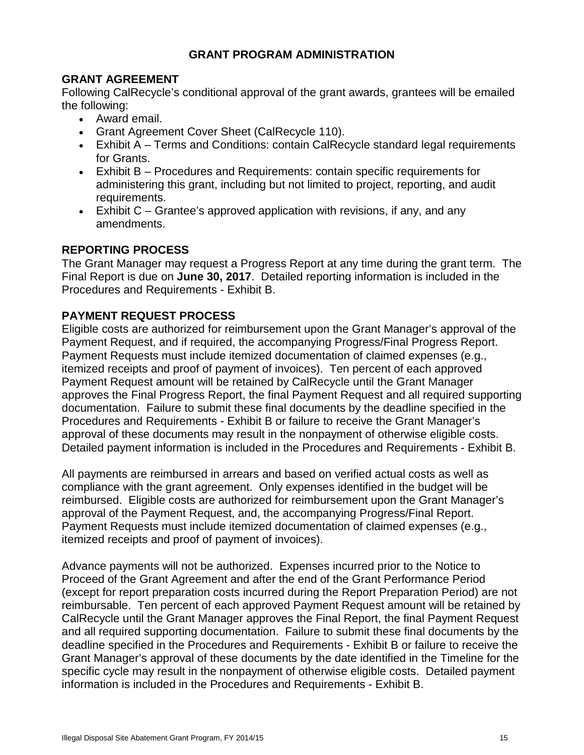## GRANT PROGRAM ADMINISTRATION

### GRANT AGREEMENT

Following CalRecycle's conditional approval of the grant awards, grantees will be emailed the following:

- Award email.
- Grant Agreement Cover Sheet (CalRecycle 110).
- Exhibit A – Terms and Conditions: contain CalRecycle standard legal requirements for Grants.
- Exhibit B – Procedures and Requirements: contain specific requirements for administering this grant, including but not limited to project, reporting, and audit requirements.
- Exhibit C – Grantee's approved application with revisions, if any, and any amendments.

### REPORTING PROCESS

The Grant Manager may request a Progress Report at any time during the grant term. The Final Report is due on **June 30, 2017**. Detailed reporting information is included in the Procedures and Requirements - Exhibit B.

### PAYMENT REQUEST PROCESS

Eligible costs are authorized for reimbursement upon the Grant Manager's approval of the Payment Request, and if required, the accompanying Progress/Final Progress Report. Payment Requests must include itemized documentation of claimed expenses (e.g., itemized receipts and proof of payment of invoices). Ten percent of each approved Payment Request amount will be retained by CalRecycle until the Grant Manager approves the Final Progress Report, the final Payment Request and all required supporting documentation. Failure to submit these final documents by the deadline specified in the Procedures and Requirements - Exhibit B or failure to receive the Grant Manager's approval of these documents may result in the nonpayment of otherwise eligible costs. Detailed payment information is included in the Procedures and Requirements - Exhibit B.

All payments are reimbursed in arrears and based on verified actual costs as well as compliance with the grant agreement. Only expenses identified in the budget will be reimbursed. Eligible costs are authorized for reimbursement upon the Grant Manager's approval of the Payment Request, and, the accompanying Progress/Final Report. Payment Requests must include itemized documentation of claimed expenses (e.g., itemized receipts and proof of payment of invoices).

Advance payments will not be authorized. Expenses incurred prior to the Notice to Proceed of the Grant Agreement and after the end of the Grant Performance Period (except for report preparation costs incurred during the Report Preparation Period) are not reimbursable. Ten percent of each approved Payment Request amount will be retained by CalRecycle until the Grant Manager approves the Final Report, the final Payment Request and all required supporting documentation. Failure to submit these final documents by the deadline specified in the Procedures and Requirements - Exhibit B or failure to receive the Grant Manager's approval of these documents by the date identified in the Timeline for the specific cycle may result in the nonpayment of otherwise eligible costs. Detailed payment information is included in the Procedures and Requirements - Exhibit B.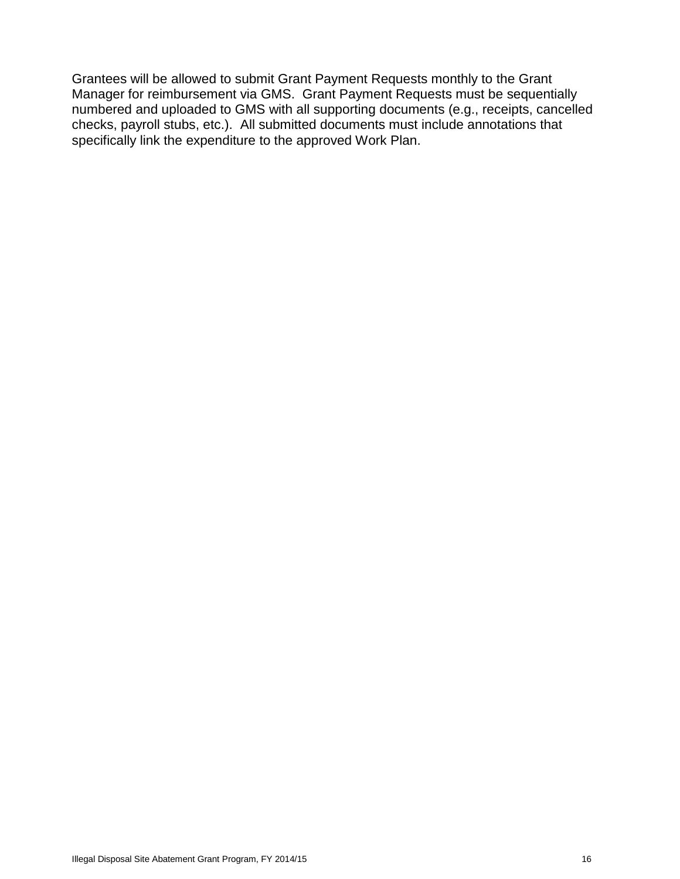Grantees will be allowed to submit Grant Payment Requests monthly to the Grant Manager for reimbursement via GMS. Grant Payment Requests must be sequentially numbered and uploaded to GMS with all supporting documents (e.g., receipts, cancelled checks, payroll stubs, etc.). All submitted documents must include annotations that specifically link the expenditure to the approved Work Plan.